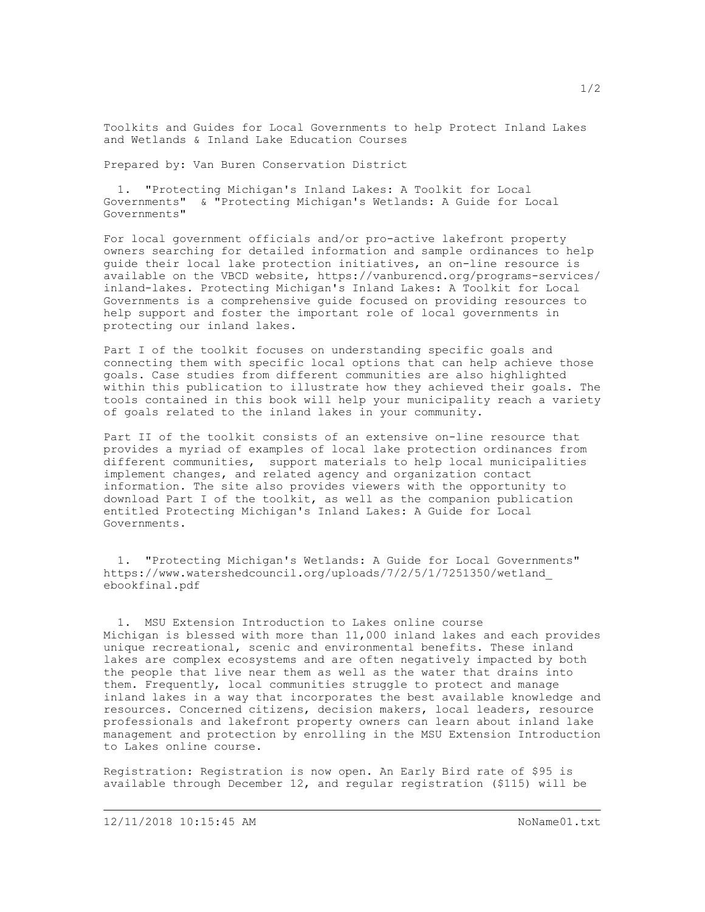Toolkits and Guides for Local Governments to help Protect Inland Lakes and Wetlands & Inland Lake Education Courses

Prepared by: Van Buren Conservation District

1. "Protecting Michigan's Inland Lakes: A Toolkit for Local Governments" & "Protecting Michigan's Wetlands: A Guide for Local Governments"

For local government officials and/or pro-active lakefront property owners searching for detailed information and sample ordinances to help guide their local lake protection initiatives, an on-line resource is available on the VBCD website, https://vanburencd.org/programs-services/inland-lakes. Protecting Michigan's Inland Lakes: A Toolkit for Local Governments is a comprehensive guide focused on providing resources to help support and foster the important role of local governments in protecting our inland lakes.

Part I of the toolkit focuses on understanding specific goals and connecting them with specific local options that can help achieve those goals. Case studies from different communities are also highlighted within this publication to illustrate how they achieved their goals. The tools contained in this book will help your municipality reach a variety of goals related to the inland lakes in your community.

Part II of the toolkit consists of an extensive on-line resource that provides a myriad of examples of local lake protection ordinances from different communities, support materials to help local municipalities implement changes, and related agency and organization contact information. The site also provides viewers with the opportunity to download Part I of the toolkit, as well as the companion publication entitled Protecting Michigan's Inland Lakes: A Guide for Local Governments.

1. "Protecting Michigan's Wetlands: A Guide for Local Governments" https://www.watershedcouncil.org/uploads/7/2/5/1/7251350/wetland_ebookfinal.pdf

1. MSU Extension Introduction to Lakes online course

Michigan is blessed with more than 11,000 inland lakes and each provides unique recreational, scenic and environmental benefits. These inland lakes are complex ecosystems and are often negatively impacted by both the people that live near them as well as the water that drains into them. Frequently, local communities struggle to protect and manage inland lakes in a way that incorporates the best available knowledge and resources. Concerned citizens, decision makers, local leaders, resource professionals and lakefront property owners can learn about inland lake management and protection by enrolling in the MSU Extension Introduction to Lakes online course.

Registration: Registration is now open. An Early Bird rate of $95 is available through December 12, and regular registration ($115) will be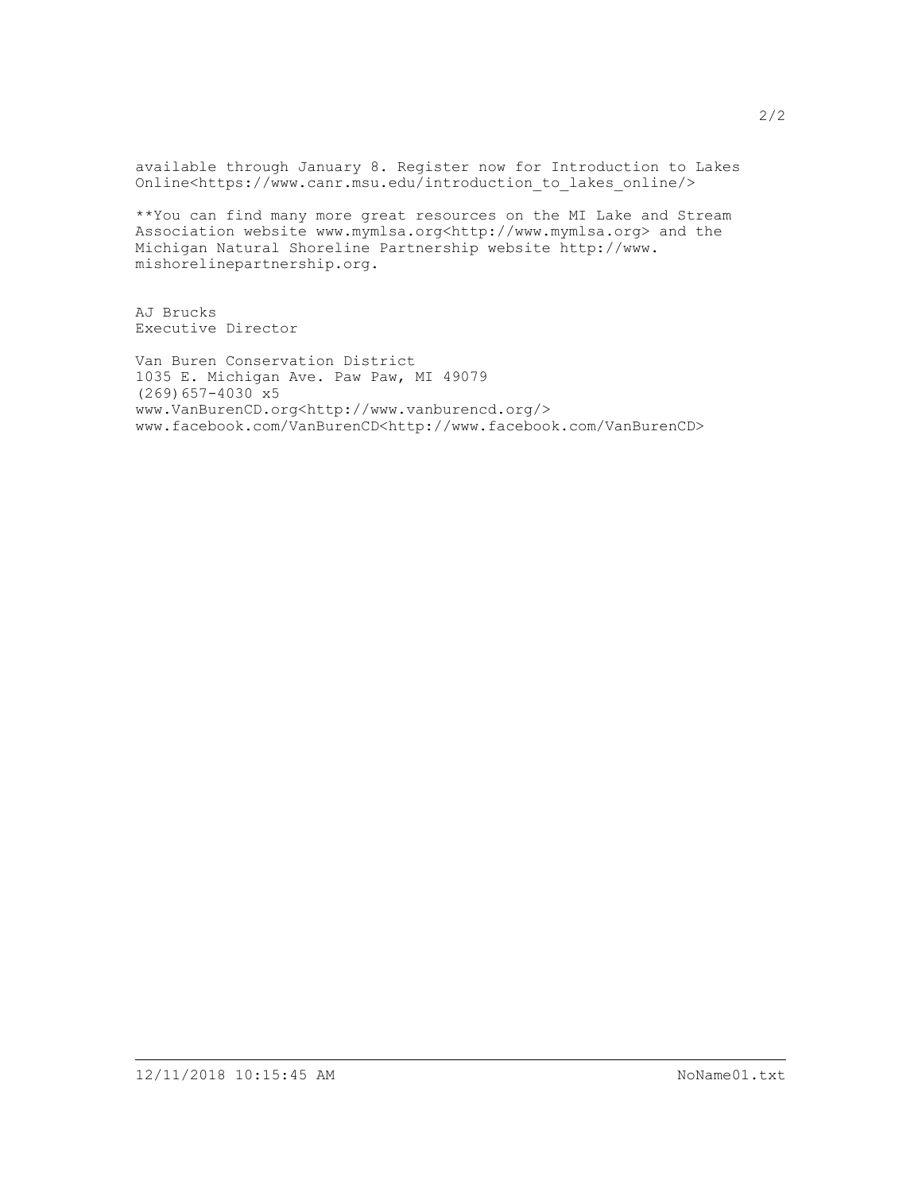available through January 8. Register now for Introduction to Lakes Online<https://www.canr.msu.edu/introduction_to_lakes_online/>

**You can find many more great resources on the MI Lake and Stream Association website www.mymlsa.org<http://www.mymlsa.org> and the Michigan Natural Shoreline Partnership website http://www.mishorelinepartnership.org.

AJ Brucks
Executive Director

Van Buren Conservation District
1035 E. Michigan Ave. Paw Paw, MI 49079
(269)657-4030 x5
www.VanBurenCD.org<http://www.vanburencd.org/>
www.facebook.com/VanBurenCD<http://www.facebook.com/VanBurenCD>